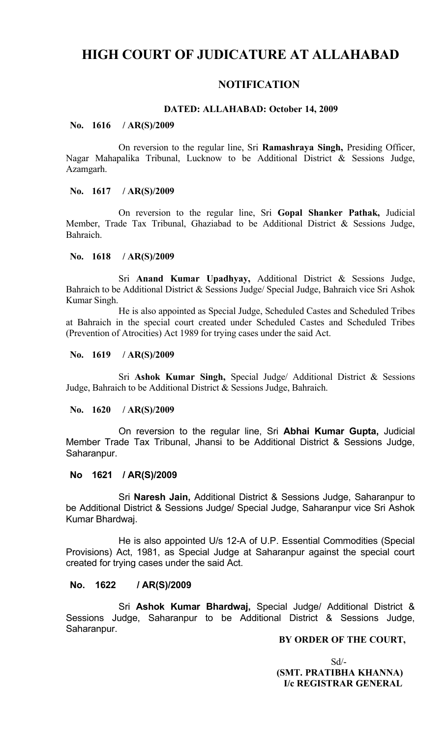# HIGH COURT OF JUDICATURE AT ALLAHABAD

## NOTIFICATION

**DATED: ALLAHABAD: October 14, 2009**

**No. 1616 / AR(S)/2009**

On reversion to the regular line, Sri **Ramashraya Singh,** Presiding Officer, Nagar Mahapalika Tribunal, Lucknow to be Additional District & Sessions Judge, Azamgarh.

**No. 1617 / AR(S)/2009**

On reversion to the regular line, Sri **Gopal Shanker Pathak,** Judicial Member, Trade Tax Tribunal, Ghaziabad to be Additional District & Sessions Judge, Bahraich.

**No. 1618 / AR(S)/2009**

Sri **Anand Kumar Upadhyay,** Additional District & Sessions Judge, Bahraich to be Additional District & Sessions Judge/ Special Judge, Bahraich vice Sri Ashok Kumar Singh.

He is also appointed as Special Judge, Scheduled Castes and Scheduled Tribes at Bahraich in the special court created under Scheduled Castes and Scheduled Tribes (Prevention of Atrocities) Act 1989 for trying cases under the said Act.

**No. 1619 / AR(S)/2009**

Sri **Ashok Kumar Singh,** Special Judge/ Additional District & Sessions Judge, Bahraich to be Additional District & Sessions Judge, Bahraich.

**No. 1620 / AR(S)/2009**

On reversion to the regular line, Sri **Abhai Kumar Gupta,** Judicial Member Trade Tax Tribunal, Jhansi to be Additional District & Sessions Judge, Saharanpur.

**No 1621 / AR(S)/2009**

Sri **Naresh Jain,** Additional District & Sessions Judge, Saharanpur to be Additional District & Sessions Judge/ Special Judge, Saharanpur vice Sri Ashok Kumar Bhardwaj.

He is also appointed U/s 12-A of U.P. Essential Commodities (Special Provisions) Act, 1981, as Special Judge at Saharanpur against the special court created for trying cases under the said Act.

**No. 1622 / AR(S)/2009**

Sri **Ashok Kumar Bhardwaj,** Special Judge/ Additional District & Sessions Judge, Saharanpur to be Additional District & Sessions Judge, Saharanpur.

**BY ORDER OF THE COURT,**

Sd/-
**(SMT. PRATIBHA KHANNA)**
**I/c REGISTRAR GENERAL**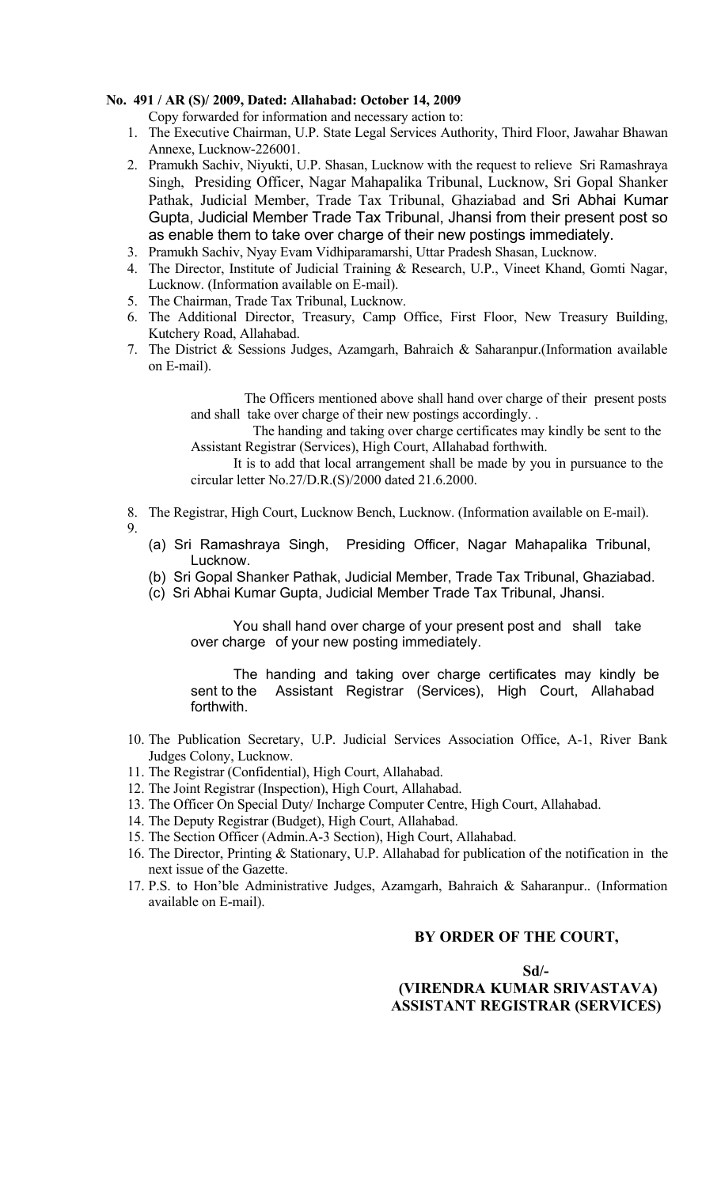**No. 491 / AR (S)/ 2009, Dated: Allahabad: October 14, 2009**

Copy forwarded for information and necessary action to:

1. The Executive Chairman, U.P. State Legal Services Authority, Third Floor, Jawahar Bhawan Annexe, Lucknow-226001.
2. Pramukh Sachiv, Niyukti, U.P. Shasan, Lucknow with the request to relieve Sri Ramashraya Singh, Presiding Officer, Nagar Mahapalika Tribunal, Lucknow, Sri Gopal Shanker Pathak, Judicial Member, Trade Tax Tribunal, Ghaziabad and Sri Abhai Kumar Gupta, Judicial Member Trade Tax Tribunal, Jhansi from their present post so as enable them to take over charge of their new postings immediately.
3. Pramukh Sachiv, Nyay Evam Vidhiparamarshi, Uttar Pradesh Shasan, Lucknow.
4. The Director, Institute of Judicial Training & Research, U.P., Vineet Khand, Gomti Nagar, Lucknow. (Information available on E-mail).
5. The Chairman, Trade Tax Tribunal, Lucknow.
6. The Additional Director, Treasury, Camp Office, First Floor, New Treasury Building, Kutchery Road, Allahabad.
7. The District & Sessions Judges, Azamgarh, Bahraich & Saharanpur.(Information available on E-mail).

   The Officers mentioned above shall hand over charge of their present posts and shall take over charge of their new postings accordingly. .

   The handing and taking over charge certificates may kindly be sent to the Assistant Registrar (Services), High Court, Allahabad forthwith.

   It is to add that local arrangement shall be made by you in pursuance to the circular letter No.27/D.R.(S)/2000 dated 21.6.2000.

8. The Registrar, High Court, Lucknow Bench, Lucknow. (Information available on E-mail).
9. 
   (a) Sri Ramashraya Singh, Presiding Officer, Nagar Mahapalika Tribunal, Lucknow.
   (b) Sri Gopal Shanker Pathak, Judicial Member, Trade Tax Tribunal, Ghaziabad.
   (c) Sri Abhai Kumar Gupta, Judicial Member Trade Tax Tribunal, Jhansi.

   You shall hand over charge of your present post and shall take over charge of your new posting immediately.

   The handing and taking over charge certificates may kindly be sent to the Assistant Registrar (Services), High Court, Allahabad forthwith.

10. The Publication Secretary, U.P. Judicial Services Association Office, A-1, River Bank Judges Colony, Lucknow.
11. The Registrar (Confidential), High Court, Allahabad.
12. The Joint Registrar (Inspection), High Court, Allahabad.
13. The Officer On Special Duty/ Incharge Computer Centre, High Court, Allahabad.
14. The Deputy Registrar (Budget), High Court, Allahabad.
15. The Section Officer (Admin.A-3 Section), High Court, Allahabad.
16. The Director, Printing & Stationary, U.P. Allahabad for publication of the notification in the next issue of the Gazette.
17. P.S. to Hon'ble Administrative Judges, Azamgarh, Bahraich & Saharanpur.. (Information available on E-mail).

**BY ORDER OF THE COURT,**

**Sd/-**

**(VIRENDRA KUMAR SRIVASTAVA)**

**ASSISTANT REGISTRAR (SERVICES)**